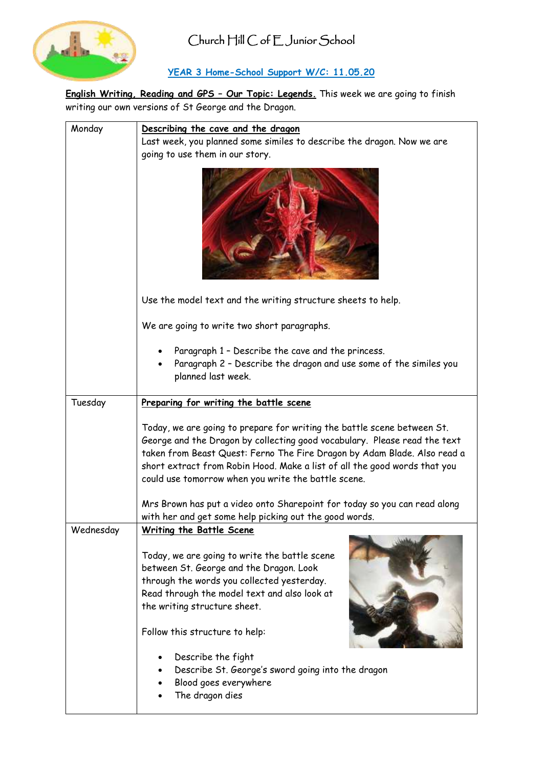# Church Hill C of E Junior School

## YEAR 3 Home-School Support W/C: 11.05.20

**English Writing, Reading and GPS – Our Topic: Legends.** This week we are going to finish writing our own versions of St George and the Dragon.

| | |
|---|---|
| Monday | **Describing the cave and the dragon**<br>Last week, you planned some similes to describe the dragon. Now we are going to use them in our story.<br><br>Use the model text and the writing structure sheets to help.<br><br>We are going to write two short paragraphs.<br><br>• Paragraph 1 – Describe the cave and the princess.<br>• Paragraph 2 – Describe the dragon and use some of the similes you planned last week. |
| Tuesday | **Preparing for writing the battle scene**<br><br>Today, we are going to prepare for writing the battle scene between St. George and the Dragon by collecting good vocabulary. Please read the text taken from Beast Quest: Ferno The Fire Dragon by Adam Blade. Also read a short extract from Robin Hood. Make a list of all the good words that you could use tomorrow when you write the battle scene.<br><br>Mrs Brown has put a video onto Sharepoint for today so you can read along with her and get some help picking out the good words. |
| Wednesday | **Writing the Battle Scene**<br><br>Today, we are going to write the battle scene between St. George and the Dragon. Look through the words you collected yesterday. Read through the model text and also look at the writing structure sheet.<br><br>Follow this structure to help:<br><br>• Describe the fight<br>• Describe St. George's sword going into the dragon<br>• Blood goes everywhere<br>• The dragon dies |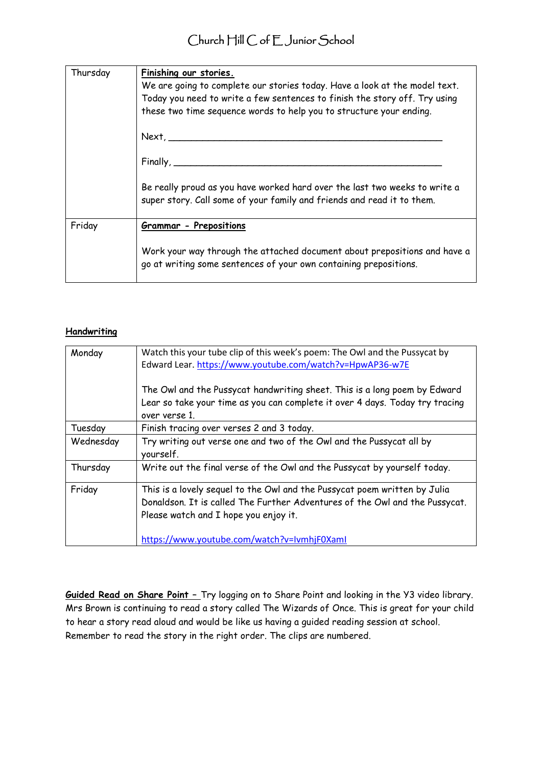| Thursday | **Finishing our stories.** We are going to complete our stories today. Have a look at the model text. Today you need to write a few sentences to finish the story off. Try using these two time sequence words to help you to structure your ending.<br><br>Next, ___________________________________________________<br><br>Finally, __________________________________________________<br><br>Be really proud as you have worked hard over the last two weeks to write a super story. Call some of your family and friends and read it to them. |
|---|---|
| Friday | **Grammar - Prepositions**<br><br>Work your way through the attached document about prepositions and have a go at writing some sentences of your own containing prepositions. |

**Handwriting**

| Monday | Watch this your tube clip of this week's poem: The Owl and the Pussycat by Edward Lear. https://www.youtube.com/watch?v=HpwAP36-w7E<br><br>The Owl and the Pussycat handwriting sheet. This is a long poem by Edward Lear so take your time as you can complete it over 4 days. Today try tracing over verse 1. |
|---|---|
| Tuesday | Finish tracing over verses 2 and 3 today. |
| Wednesday | Try writing out verse one and two of the Owl and the Pussycat all by yourself. |
| Thursday | Write out the final verse of the Owl and the Pussycat by yourself today. |
| Friday | This is a lovely sequel to the Owl and the Pussycat poem written by Julia Donaldson. It is called The Further Adventures of the Owl and the Pussycat. Please watch and I hope you enjoy it.<br><br>https://www.youtube.com/watch?v=IvmhjF0XamI |

**Guided Read on Share Point –** Try logging on to Share Point and looking in the Y3 video library. Mrs Brown is continuing to read a story called The Wizards of Once. This is great for your child to hear a story read aloud and would be like us having a guided reading session at school. Remember to read the story in the right order. The clips are numbered.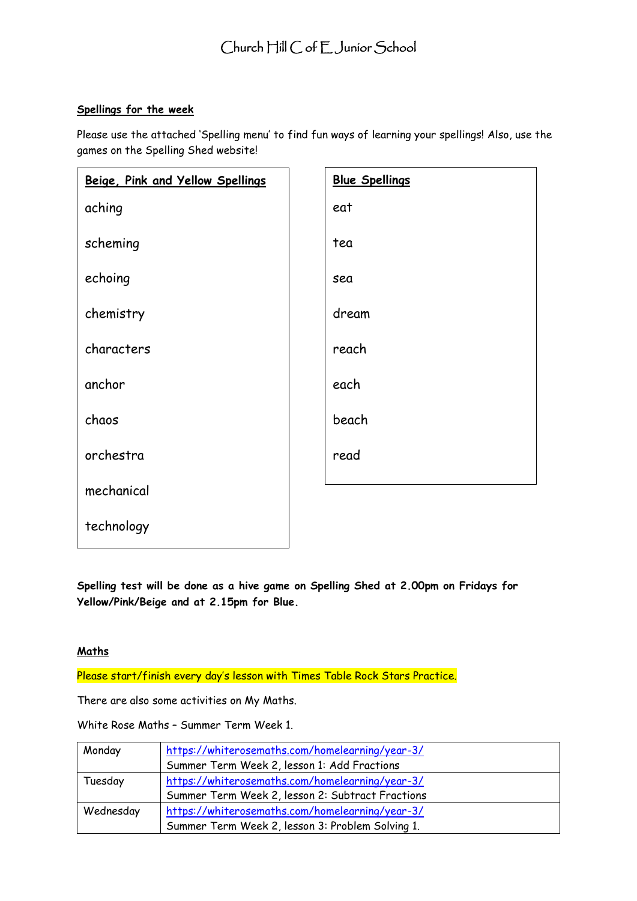# Church Hill C of E Junior School

**Spellings for the week**

Please use the attached 'Spelling menu' to find fun ways of learning your spellings! Also, use the games on the Spelling Shed website!

| Beige, Pink and Yellow Spellings | Blue Spellings |
|---|---|
| aching | eat |
| scheming | tea |
| echoing | sea |
| chemistry | dream |
| characters | reach |
| anchor | each |
| chaos | beach |
| orchestra | read |
| mechanical | |
| technology | |

**Spelling test will be done as a hive game on Spelling Shed at 2.00pm on Fridays for Yellow/Pink/Beige and at 2.15pm for Blue.**

**Maths**

Please start/finish every day's lesson with Times Table Rock Stars Practice.

There are also some activities on My Maths.

White Rose Maths – Summer Term Week 1.

| | |
|---|---|
| Monday | https://whiterosemaths.com/homelearning/year-3/ Summer Term Week 2, lesson 1: Add Fractions |
| Tuesday | https://whiterosemaths.com/homelearning/year-3/ Summer Term Week 2, lesson 2: Subtract Fractions |
| Wednesday | https://whiterosemaths.com/homelearning/year-3/ Summer Term Week 2, lesson 3: Problem Solving 1. |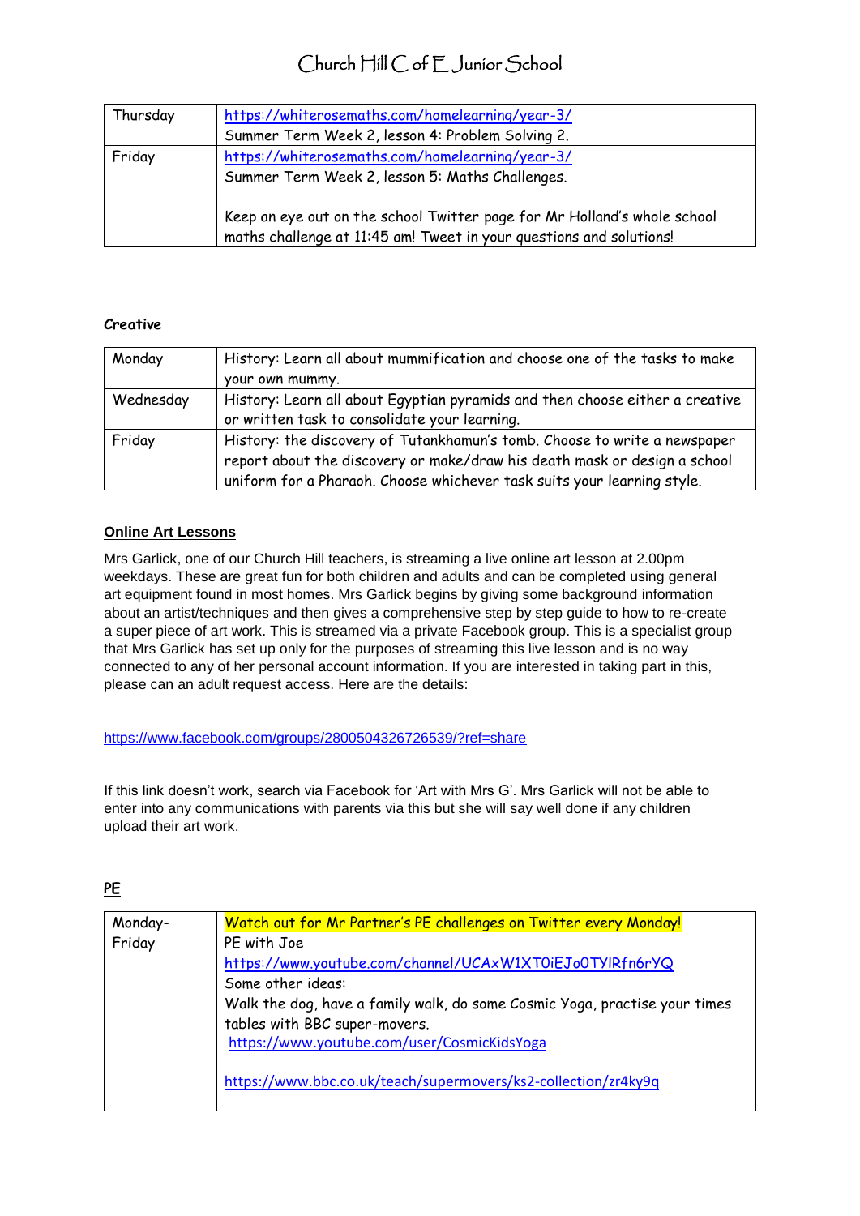| Thursday | https://whiterosemaths.com/homelearning/year-3/ Summer Term Week 2, lesson 4: Problem Solving 2. |
|---|---|
| Friday | https://whiterosemaths.com/homelearning/year-3/ Summer Term Week 2, lesson 5: Maths Challenges. Keep an eye out on the school Twitter page for Mr Holland's whole school maths challenge at 11:45 am! Tweet in your questions and solutions! |

## ***Creative***

| Monday | History: Learn all about mummification and choose one of the tasks to make your own mummy. |
|---|---|
| Wednesday | History: Learn all about Egyptian pyramids and then choose either a creative or written task to consolidate your learning. |
| Friday | History: the discovery of Tutankhamun's tomb. Choose to write a newspaper report about the discovery or make/draw his death mask or design a school uniform for a Pharaoh. Choose whichever task suits your learning style. |

## **Online Art Lessons**

Mrs Garlick, one of our Church Hill teachers, is streaming a live online art lesson at 2.00pm weekdays. These are great fun for both children and adults and can be completed using general art equipment found in most homes. Mrs Garlick begins by giving some background information about an artist/techniques and then gives a comprehensive step by step guide to how to re-create a super piece of art work. This is streamed via a private Facebook group. This is a specialist group that Mrs Garlick has set up only for the purposes of streaming this live lesson and is no way connected to any of her personal account information. If you are interested in taking part in this, please can an adult request access. Here are the details:

https://www.facebook.com/groups/2800504326726539/?ref=share

If this link doesn't work, search via Facebook for 'Art with Mrs G'. Mrs Garlick will not be able to enter into any communications with parents via this but she will say well done if any children upload their art work.

## **PE**

| Monday-Friday | Watch out for Mr Partner's PE challenges on Twitter every Monday! PE with Joe https://www.youtube.com/channel/UCAxW1XT0iEJo0TYlRfn6rYQ Some other ideas: Walk the dog, have a family walk, do some Cosmic Yoga, practise your times tables with BBC super-movers. https://www.youtube.com/user/CosmicKidsYoga https://www.bbc.co.uk/teach/supermovers/ks2-collection/zr4ky9q |
|---|---|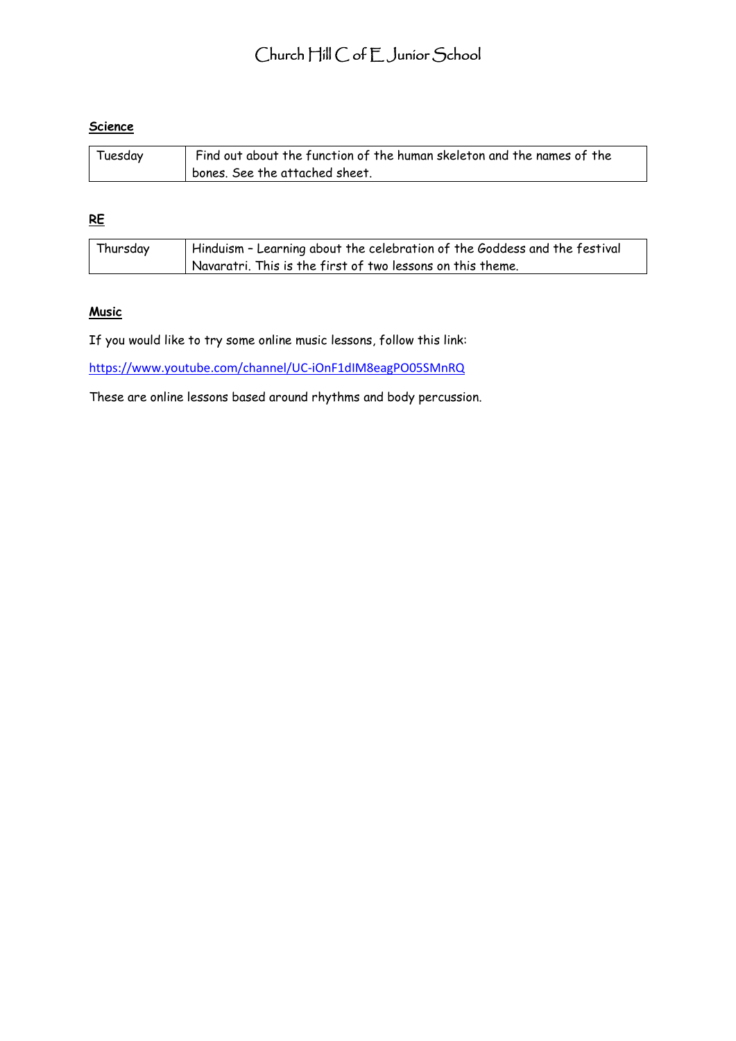### Science

| | |
|---|---|
| Tuesday | Find out about the function of the human skeleton and the names of the bones. See the attached sheet. |

### RE

| | |
|---|---|
| Thursday | Hinduism – Learning about the celebration of the Goddess and the festival Navaratri. This is the first of two lessons on this theme. |

### Music

If you would like to try some online music lessons, follow this link:

https://www.youtube.com/channel/UC-iOnF1dIM8eagPO05SMnRQ

These are online lessons based around rhythms and body percussion.